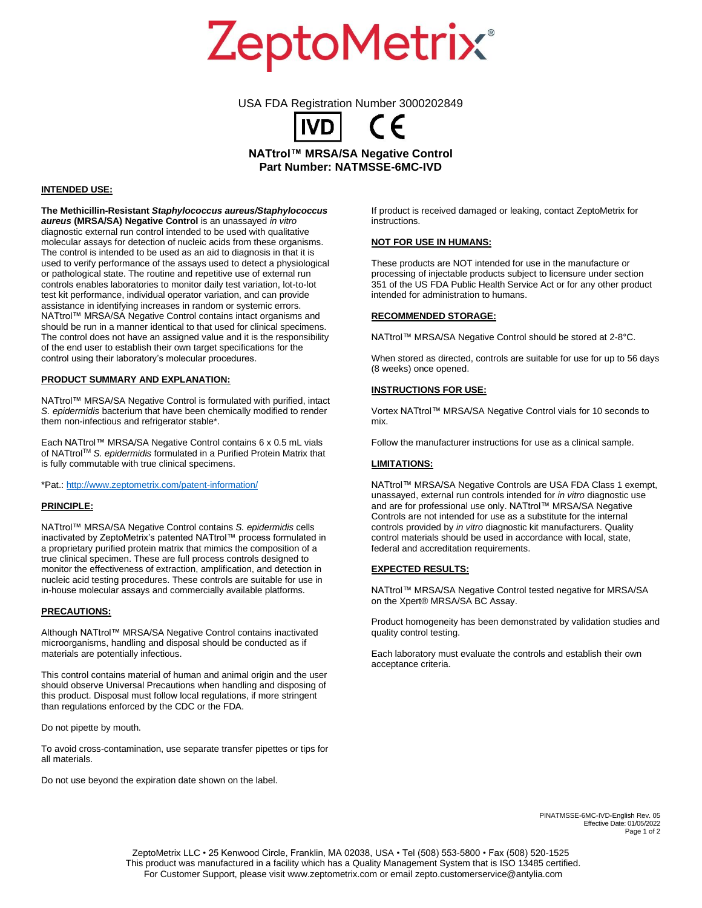# ZeptoMetrix®

USA FDA Registration Number 3000202849

IVD CE

**NATtrol™ MRSA/SA Negative Control**
**Part Number: NATMSSE-6MC-IVD**

## INTENDED USE:

**The Methicillin-Resistant *Staphylococcus aureus/Staphylococcus aureus* (MRSA/SA) Negative Control** is an unassayed *in vitro* diagnostic external run control intended to be used with qualitative molecular assays for detection of nucleic acids from these organisms. The control is intended to be used as an aid to diagnosis in that it is used to verify performance of the assays used to detect a physiological or pathological state. The routine and repetitive use of external run controls enables laboratories to monitor daily test variation, lot-to-lot test kit performance, individual operator variation, and can provide assistance in identifying increases in random or systemic errors. NATtrol™ MRSA/SA Negative Control contains intact organisms and should be run in a manner identical to that used for clinical specimens. The control does not have an assigned value and it is the responsibility of the end user to establish their own target specifications for the control using their laboratory's molecular procedures.

## PRODUCT SUMMARY AND EXPLANATION:

NATtrol™ MRSA/SA Negative Control is formulated with purified, intact *S. epidermidis* bacterium that have been chemically modified to render them non-infectious and refrigerator stable*.

Each NATtrol™ MRSA/SA Negative Control contains 6 x 0.5 mL vials of NATtrol™ *S. epidermidis* formulated in a Purified Protein Matrix that is fully commutable with true clinical specimens.

*Pat.: http://www.zeptometrix.com/patent-information/

## PRINCIPLE:

NATtrol™ MRSA/SA Negative Control contains *S. epidermidis* cells inactivated by ZeptoMetrix's patented NATtrol™ process formulated in a proprietary purified protein matrix that mimics the composition of a true clinical specimen. These are full process controls designed to monitor the effectiveness of extraction, amplification, and detection in nucleic acid testing procedures. These controls are suitable for use in in-house molecular assays and commercially available platforms.

## PRECAUTIONS:

Although NATtrol™ MRSA/SA Negative Control contains inactivated microorganisms, handling and disposal should be conducted as if materials are potentially infectious.

This control contains material of human and animal origin and the user should observe Universal Precautions when handling and disposing of this product. Disposal must follow local regulations, if more stringent than regulations enforced by the CDC or the FDA.

Do not pipette by mouth.

To avoid cross-contamination, use separate transfer pipettes or tips for all materials.

Do not use beyond the expiration date shown on the label.

If product is received damaged or leaking, contact ZeptoMetrix for instructions.

## NOT FOR USE IN HUMANS:

These products are NOT intended for use in the manufacture or processing of injectable products subject to licensure under section 351 of the US FDA Public Health Service Act or for any other product intended for administration to humans.

## RECOMMENDED STORAGE:

NATtrol™ MRSA/SA Negative Control should be stored at 2-8°C.

When stored as directed, controls are suitable for use for up to 56 days (8 weeks) once opened.

## INSTRUCTIONS FOR USE:

Vortex NATtrol™ MRSA/SA Negative Control vials for 10 seconds to mix.

Follow the manufacturer instructions for use as a clinical sample.

## LIMITATIONS:

NATtrol™ MRSA/SA Negative Controls are USA FDA Class 1 exempt, unassayed, external run controls intended for *in vitro* diagnostic use and are for professional use only. NATtrol™ MRSA/SA Negative Controls are not intended for use as a substitute for the internal controls provided by *in vitro* diagnostic kit manufacturers. Quality control materials should be used in accordance with local, state, federal and accreditation requirements.

## EXPECTED RESULTS:

NATtrol™ MRSA/SA Negative Control tested negative for MRSA/SA on the Xpert® MRSA/SA BC Assay.

Product homogeneity has been demonstrated by validation studies and quality control testing.

Each laboratory must evaluate the controls and establish their own acceptance criteria.

PINATMSSE-6MC-IVD-English Rev. 05
Effective Date: 01/05/2022

ZeptoMetrix LLC • 25 Kenwood Circle, Franklin, MA 02038, USA • Tel (508) 553-5800 • Fax (508) 520-1525
This product was manufactured in a facility which has a Quality Management System that is ISO 13485 certified.
For Customer Support, please visit www.zeptometrix.com or email zepto.customerservice@antylia.com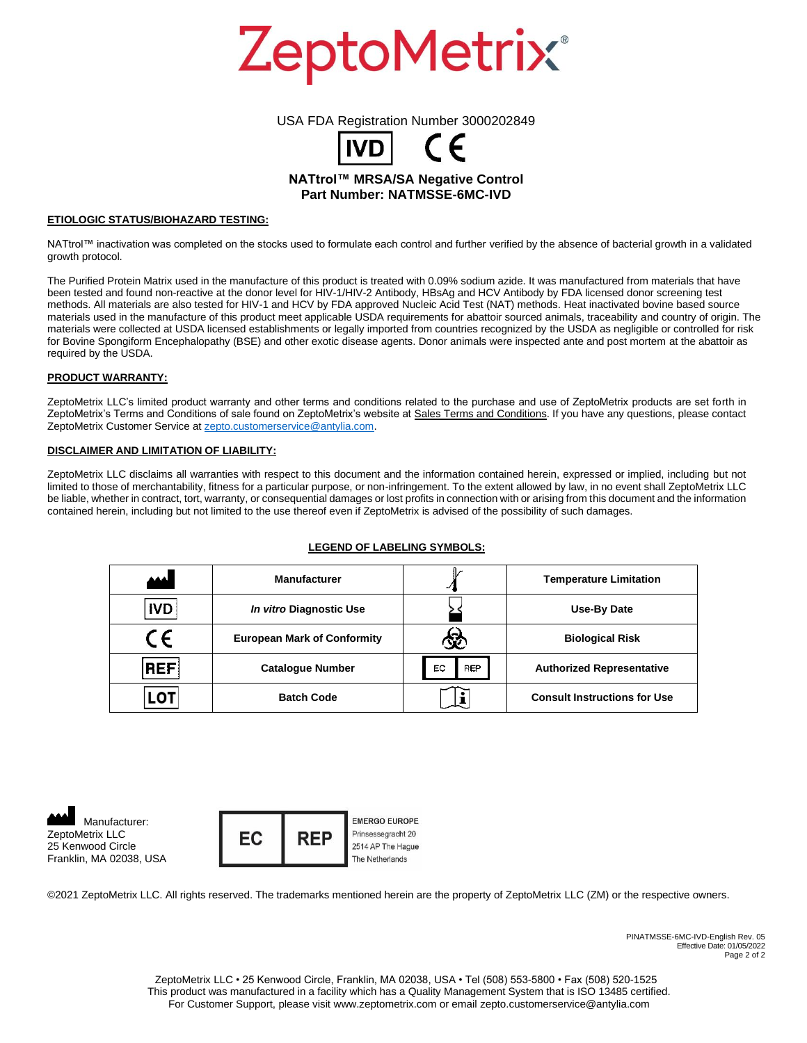# ZeptoMetrix®

USA FDA Registration Number 3000202849

IVD CE

**NATtrol™ MRSA/SA Negative Control**
**Part Number: NATMSSE-6MC-IVD**

## ETIOLOGIC STATUS/BIOHAZARD TESTING:

NATtrol™ inactivation was completed on the stocks used to formulate each control and further verified by the absence of bacterial growth in a validated growth protocol.

The Purified Protein Matrix used in the manufacture of this product is treated with 0.09% sodium azide. It was manufactured from materials that have been tested and found non-reactive at the donor level for HIV-1/HIV-2 Antibody, HBsAg and HCV Antibody by FDA licensed donor screening test methods. All materials are also tested for HIV-1 and HCV by FDA approved Nucleic Acid Test (NAT) methods. Heat inactivated bovine based source materials used in the manufacture of this product meet applicable USDA requirements for abattoir sourced animals, traceability and country of origin. The materials were collected at USDA licensed establishments or legally imported from countries recognized by the USDA as negligible or controlled for risk for Bovine Spongiform Encephalopathy (BSE) and other exotic disease agents. Donor animals were inspected ante and post mortem at the abattoir as required by the USDA.

## PRODUCT WARRANTY:

ZeptoMetrix LLC's limited product warranty and other terms and conditions related to the purchase and use of ZeptoMetrix products are set forth in ZeptoMetrix's Terms and Conditions of sale found on ZeptoMetrix's website at Sales Terms and Conditions. If you have any questions, please contact ZeptoMetrix Customer Service at zepto.customerservice@antylia.com.

## DISCLAIMER AND LIMITATION OF LIABILITY:

ZeptoMetrix LLC disclaims all warranties with respect to this document and the information contained herein, expressed or implied, including but not limited to those of merchantability, fitness for a particular purpose, or non-infringement. To the extent allowed by law, in no event shall ZeptoMetrix LLC be liable, whether in contract, tort, warranty, or consequential damages or lost profits in connection with or arising from this document and the information contained herein, including but not limited to the use thereof even if ZeptoMetrix is advised of the possibility of such damages.

## LEGEND OF LABELING SYMBOLS:

| Symbol | Meaning | Symbol | Meaning |
|---|---|---|---|
| (manufacturer symbol) | **Manufacturer** | (temperature symbol) | **Temperature Limitation** |
| IVD | ***In vitro* Diagnostic Use** | (hourglass symbol) | **Use-By Date** |
| CE | **European Mark of Conformity** | (biohazard symbol) | **Biological Risk** |
| REF | **Catalogue Number** | EC REP | **Authorized Representative** |
| LOT | **Batch Code** | (i symbol) | **Consult Instructions for Use** |

Manufacturer:
ZeptoMetrix LLC
25 Kenwood Circle
Franklin, MA 02038, USA

EC REP
EMERGO EUROPE
Prinsessegracht 20
2514 AP The Hague
The Netherlands

©2021 ZeptoMetrix LLC. All rights reserved. The trademarks mentioned herein are the property of ZeptoMetrix LLC (ZM) or the respective owners.

PINATMSSE-6MC-IVD-English Rev. 05
Effective Date: 01/05/2022

ZeptoMetrix LLC • 25 Kenwood Circle, Franklin, MA 02038, USA • Tel (508) 553-5800 • Fax (508) 520-1525
This product was manufactured in a facility which has a Quality Management System that is ISO 13485 certified.
For Customer Support, please visit www.zeptometrix.com or email zepto.customerservice@antylia.com